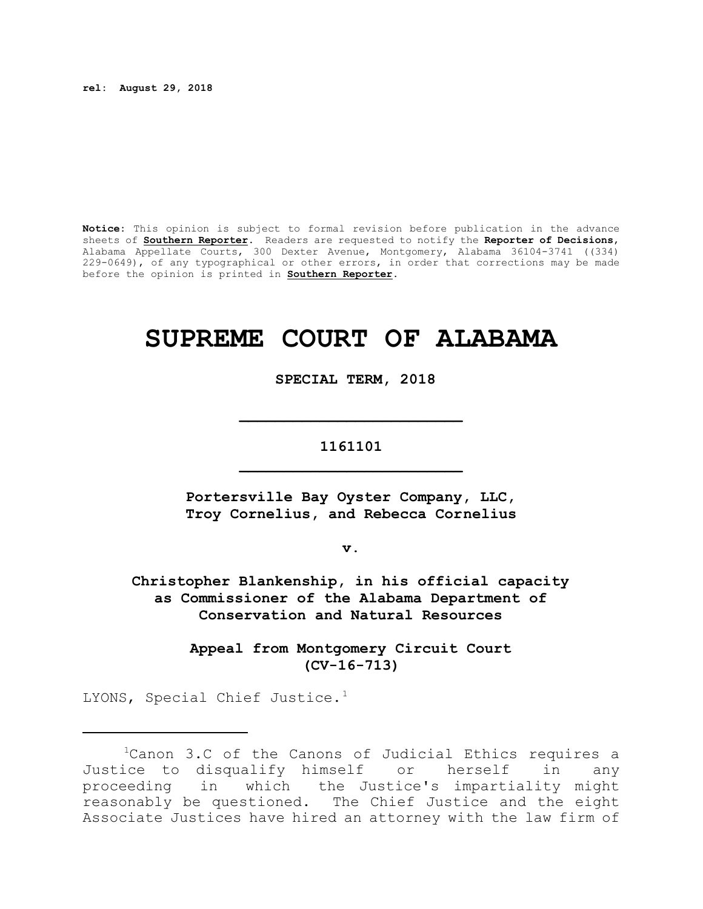rel: August 29, 2018

**Notice:** This opinion is subject to formal revision before publication in the advance sheets of **Southern Reporter**. Readers are requested to notify the **Reporter of Decisions**, Alabama Appellate Courts, 300 Dexter Avenue, Montgomery, Alabama 36104-3741 ((334) 229-0649), of any typographical or other errors, in order that corrections may be made before the opinion is printed in **Southern Reporter**.

# SUPREME COURT OF ALABAMA

**SPECIAL TERM, 2018**

**1161101**

**Portersville Bay Oyster Company, LLC, Troy Cornelius, and Rebecca Cornelius**

**v.**

**Christopher Blankenship, in his official capacity as Commissioner of the Alabama Department of Conservation and Natural Resources**

**Appeal from Montgomery Circuit Court (CV-16-713)**

LYONS, Special Chief Justice.[1]

[1]Canon 3.C of the Canons of Judicial Ethics requires a Justice to disqualify himself or herself in any proceeding in which the Justice's impartiality might reasonably be questioned. The Chief Justice and the eight Associate Justices have hired an attorney with the law firm of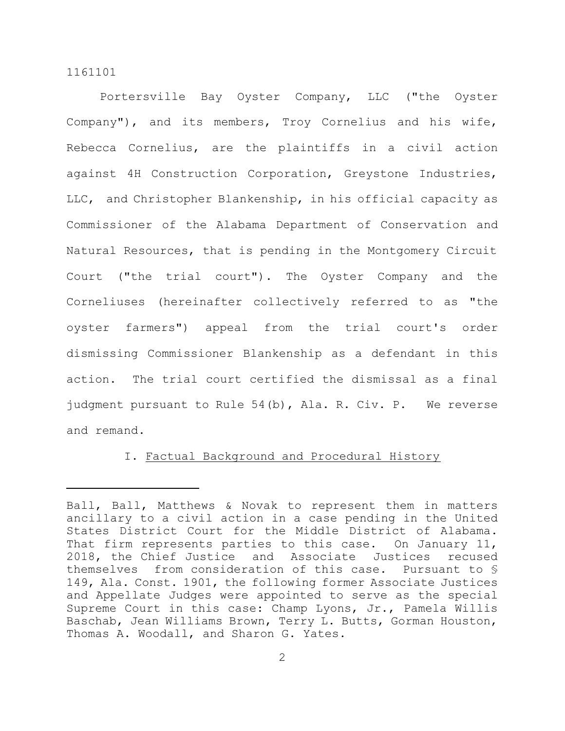Portersville Bay Oyster Company, LLC ("the Oyster Company"), and its members, Troy Cornelius and his wife, Rebecca Cornelius, are the plaintiffs in a civil action against 4H Construction Corporation, Greystone Industries, LLC, and Christopher Blankenship, in his official capacity as Commissioner of the Alabama Department of Conservation and Natural Resources, that is pending in the Montgomery Circuit Court ("the trial court"). The Oyster Company and the Corneliuses (hereinafter collectively referred to as "the oyster farmers") appeal from the trial court's order dismissing Commissioner Blankenship as a defendant in this action. The trial court certified the dismissal as a final judgment pursuant to Rule 54(b), Ala. R. Civ. P. We reverse and remand.

## I. Factual Background and Procedural History

---

Ball, Ball, Matthews & Novak to represent them in matters ancillary to a civil action in a case pending in the United States District Court for the Middle District of Alabama. That firm represents parties to this case. On January 11, 2018, the Chief Justice and Associate Justices recused themselves from consideration of this case. Pursuant to § 149, Ala. Const. 1901, the following former Associate Justices and Appellate Judges were appointed to serve as the special Supreme Court in this case: Champ Lyons, Jr., Pamela Willis Baschab, Jean Williams Brown, Terry L. Butts, Gorman Houston, Thomas A. Woodall, and Sharon G. Yates.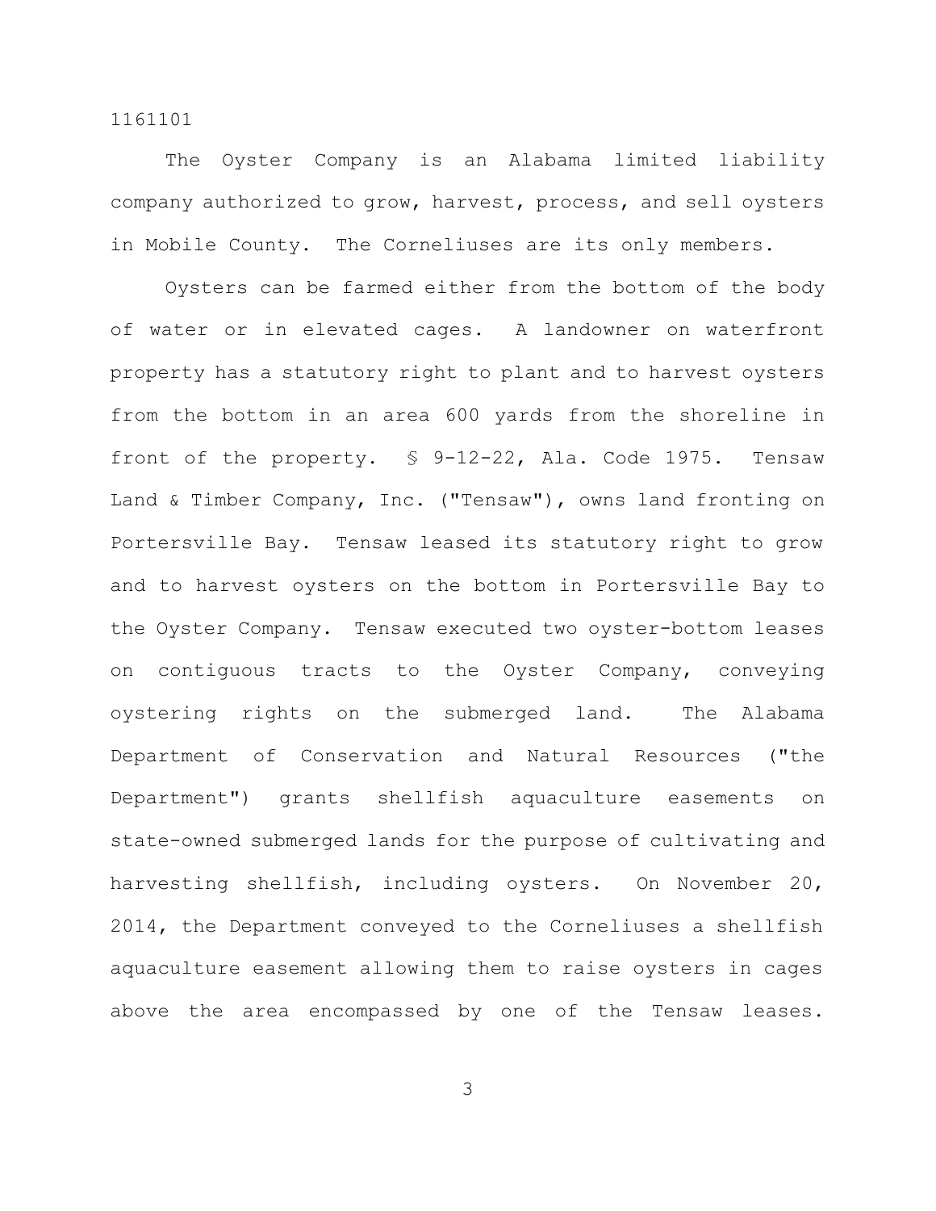The Oyster Company is an Alabama limited liability company authorized to grow, harvest, process, and sell oysters in Mobile County. The Corneliuses are its only members.

Oysters can be farmed either from the bottom of the body of water or in elevated cages. A landowner on waterfront property has a statutory right to plant and to harvest oysters from the bottom in an area 600 yards from the shoreline in front of the property. § 9-12-22, Ala. Code 1975. Tensaw Land & Timber Company, Inc. ("Tensaw"), owns land fronting on Portersville Bay. Tensaw leased its statutory right to grow and to harvest oysters on the bottom in Portersville Bay to the Oyster Company. Tensaw executed two oyster-bottom leases on contiguous tracts to the Oyster Company, conveying oystering rights on the submerged land. The Alabama Department of Conservation and Natural Resources ("the Department") grants shellfish aquaculture easements on state-owned submerged lands for the purpose of cultivating and harvesting shellfish, including oysters. On November 20, 2014, the Department conveyed to the Corneliuses a shellfish aquaculture easement allowing them to raise oysters in cages above the area encompassed by one of the Tensaw leases.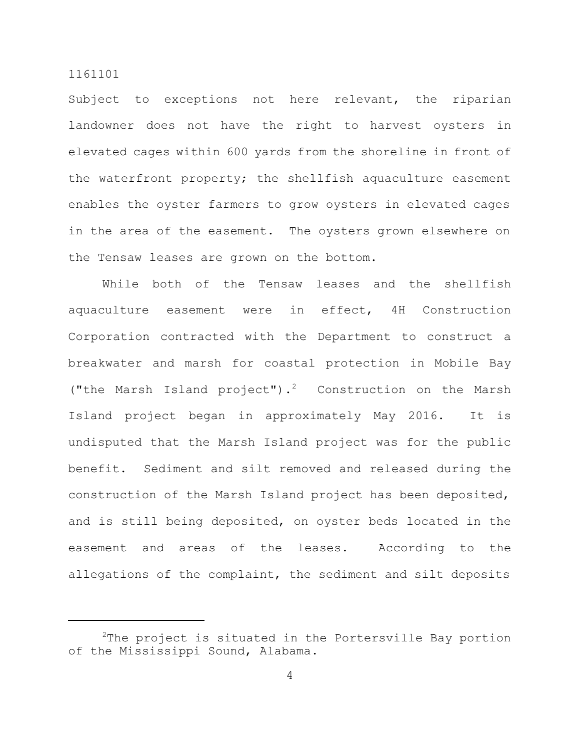Subject to exceptions not here relevant, the riparian landowner does not have the right to harvest oysters in elevated cages within 600 yards from the shoreline in front of the waterfront property; the shellfish aquaculture easement enables the oyster farmers to grow oysters in elevated cages in the area of the easement. The oysters grown elsewhere on the Tensaw leases are grown on the bottom.

While both of the Tensaw leases and the shellfish aquaculture easement were in effect, 4H Construction Corporation contracted with the Department to construct a breakwater and marsh for coastal protection in Mobile Bay ("the Marsh Island project").[2] Construction on the Marsh Island project began in approximately May 2016. It is undisputed that the Marsh Island project was for the public benefit. Sediment and silt removed and released during the construction of the Marsh Island project has been deposited, and is still being deposited, on oyster beds located in the easement and areas of the leases. According to the allegations of the complaint, the sediment and silt deposits

---

[2] The project is situated in the Portersville Bay portion of the Mississippi Sound, Alabama.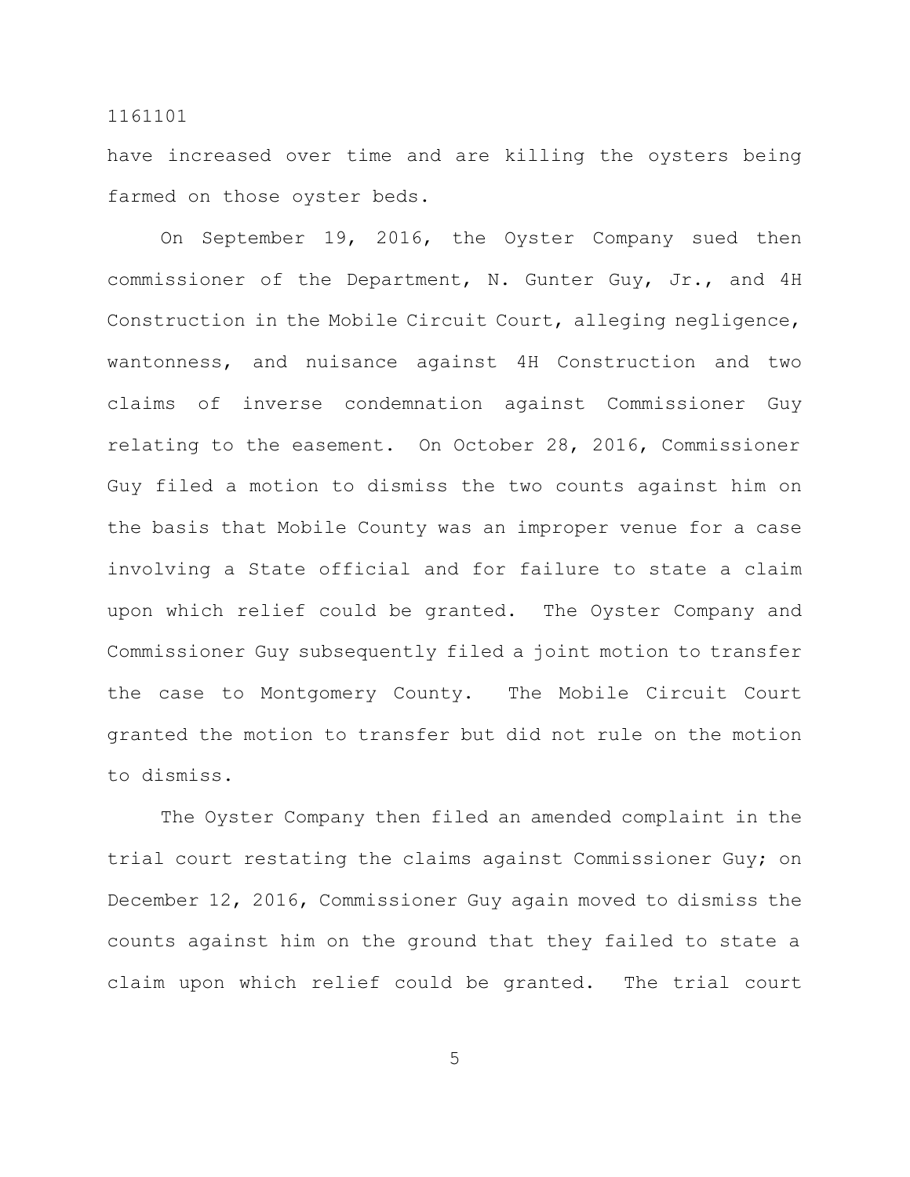have increased over time and are killing the oysters being farmed on those oyster beds.

On September 19, 2016, the Oyster Company sued then commissioner of the Department, N. Gunter Guy, Jr., and 4H Construction in the Mobile Circuit Court, alleging negligence, wantonness, and nuisance against 4H Construction and two claims of inverse condemnation against Commissioner Guy relating to the easement. On October 28, 2016, Commissioner Guy filed a motion to dismiss the two counts against him on the basis that Mobile County was an improper venue for a case involving a State official and for failure to state a claim upon which relief could be granted. The Oyster Company and Commissioner Guy subsequently filed a joint motion to transfer the case to Montgomery County. The Mobile Circuit Court granted the motion to transfer but did not rule on the motion to dismiss.

The Oyster Company then filed an amended complaint in the trial court restating the claims against Commissioner Guy; on December 12, 2016, Commissioner Guy again moved to dismiss the counts against him on the ground that they failed to state a claim upon which relief could be granted. The trial court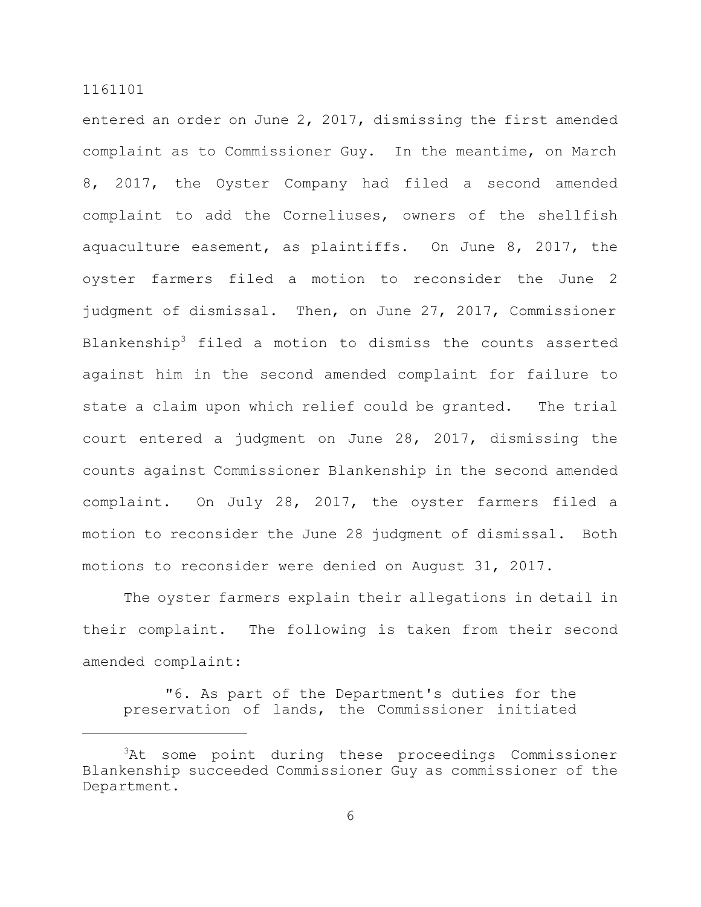entered an order on June 2, 2017, dismissing the first amended complaint as to Commissioner Guy. In the meantime, on March 8, 2017, the Oyster Company had filed a second amended complaint to add the Corneliuses, owners of the shellfish aquaculture easement, as plaintiffs. On June 8, 2017, the oyster farmers filed a motion to reconsider the June 2 judgment of dismissal. Then, on June 27, 2017, Commissioner Blankenship[3] filed a motion to dismiss the counts asserted against him in the second amended complaint for failure to state a claim upon which relief could be granted. The trial court entered a judgment on June 28, 2017, dismissing the counts against Commissioner Blankenship in the second amended complaint. On July 28, 2017, the oyster farmers filed a motion to reconsider the June 28 judgment of dismissal. Both motions to reconsider were denied on August 31, 2017.

The oyster farmers explain their allegations in detail in their complaint. The following is taken from their second amended complaint:

> "6. As part of the Department's duties for the preservation of lands, the Commissioner initiated

---

[3]At some point during these proceedings Commissioner Blankenship succeeded Commissioner Guy as commissioner of the Department.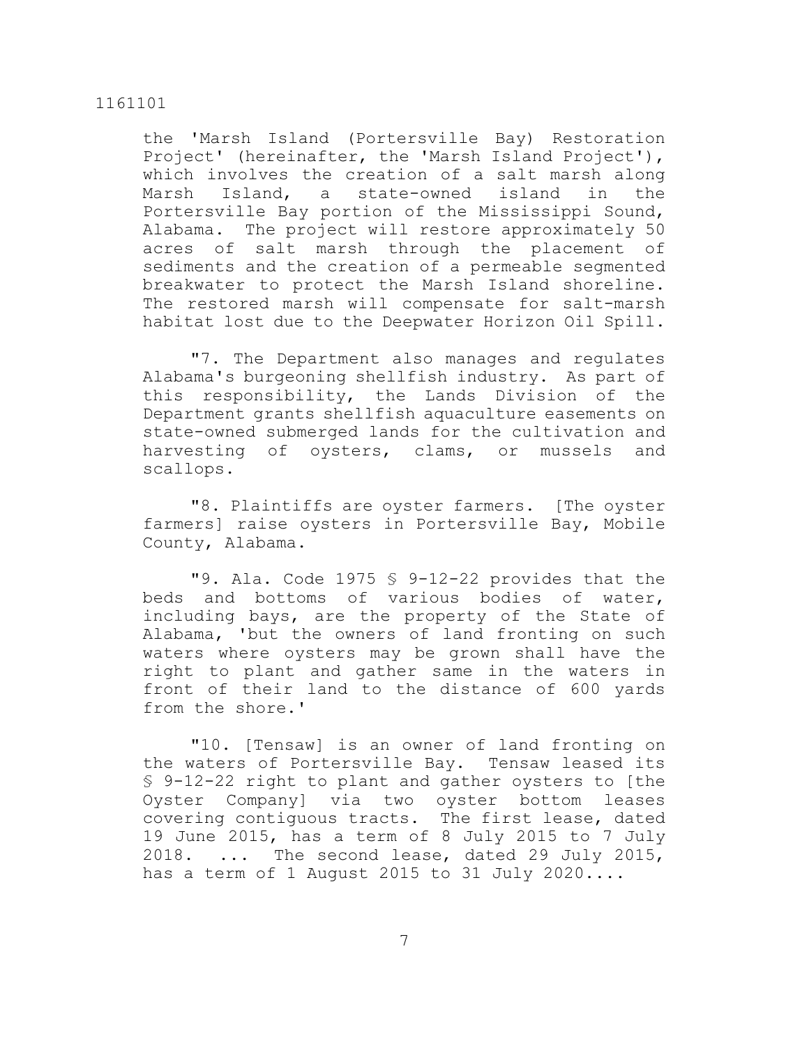the 'Marsh Island (Portersville Bay) Restoration Project' (hereinafter, the 'Marsh Island Project'), which involves the creation of a salt marsh along Marsh Island, a state-owned island in the Portersville Bay portion of the Mississippi Sound, Alabama. The project will restore approximately 50 acres of salt marsh through the placement of sediments and the creation of a permeable segmented breakwater to protect the Marsh Island shoreline. The restored marsh will compensate for salt-marsh habitat lost due to the Deepwater Horizon Oil Spill.

"7. The Department also manages and regulates Alabama's burgeoning shellfish industry. As part of this responsibility, the Lands Division of the Department grants shellfish aquaculture easements on state-owned submerged lands for the cultivation and harvesting of oysters, clams, or mussels and scallops.

"8. Plaintiffs are oyster farmers. [The oyster farmers] raise oysters in Portersville Bay, Mobile County, Alabama.

"9. Ala. Code 1975 § 9-12-22 provides that the beds and bottoms of various bodies of water, including bays, are the property of the State of Alabama, 'but the owners of land fronting on such waters where oysters may be grown shall have the right to plant and gather same in the waters in front of their land to the distance of 600 yards from the shore.'

"10. [Tensaw] is an owner of land fronting on the waters of Portersville Bay. Tensaw leased its § 9-12-22 right to plant and gather oysters to [the Oyster Company] via two oyster bottom leases covering contiguous tracts. The first lease, dated 19 June 2015, has a term of 8 July 2015 to 7 July 2018. ... The second lease, dated 29 July 2015, has a term of 1 August 2015 to 31 July 2020....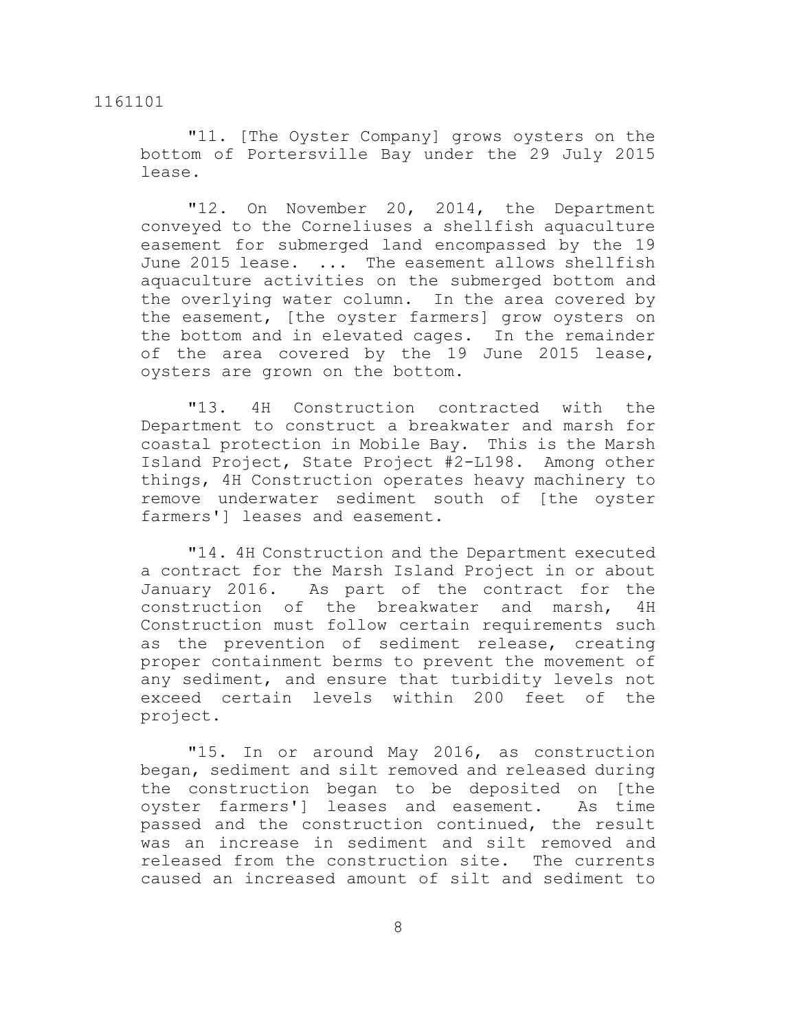"11. [The Oyster Company] grows oysters on the bottom of Portersville Bay under the 29 July 2015 lease.

"12. On November 20, 2014, the Department conveyed to the Corneliuses a shellfish aquaculture easement for submerged land encompassed by the 19 June 2015 lease. ... The easement allows shellfish aquaculture activities on the submerged bottom and the overlying water column. In the area covered by the easement, [the oyster farmers] grow oysters on the bottom and in elevated cages. In the remainder of the area covered by the 19 June 2015 lease, oysters are grown on the bottom.

"13. 4H Construction contracted with the Department to construct a breakwater and marsh for coastal protection in Mobile Bay. This is the Marsh Island Project, State Project #2-L198. Among other things, 4H Construction operates heavy machinery to remove underwater sediment south of [the oyster farmers'] leases and easement.

"14. 4H Construction and the Department executed a contract for the Marsh Island Project in or about January 2016. As part of the contract for the construction of the breakwater and marsh, 4H Construction must follow certain requirements such as the prevention of sediment release, creating proper containment berms to prevent the movement of any sediment, and ensure that turbidity levels not exceed certain levels within 200 feet of the project.

"15. In or around May 2016, as construction began, sediment and silt removed and released during the construction began to be deposited on [the oyster farmers'] leases and easement. As time passed and the construction continued, the result was an increase in sediment and silt removed and released from the construction site. The currents caused an increased amount of silt and sediment to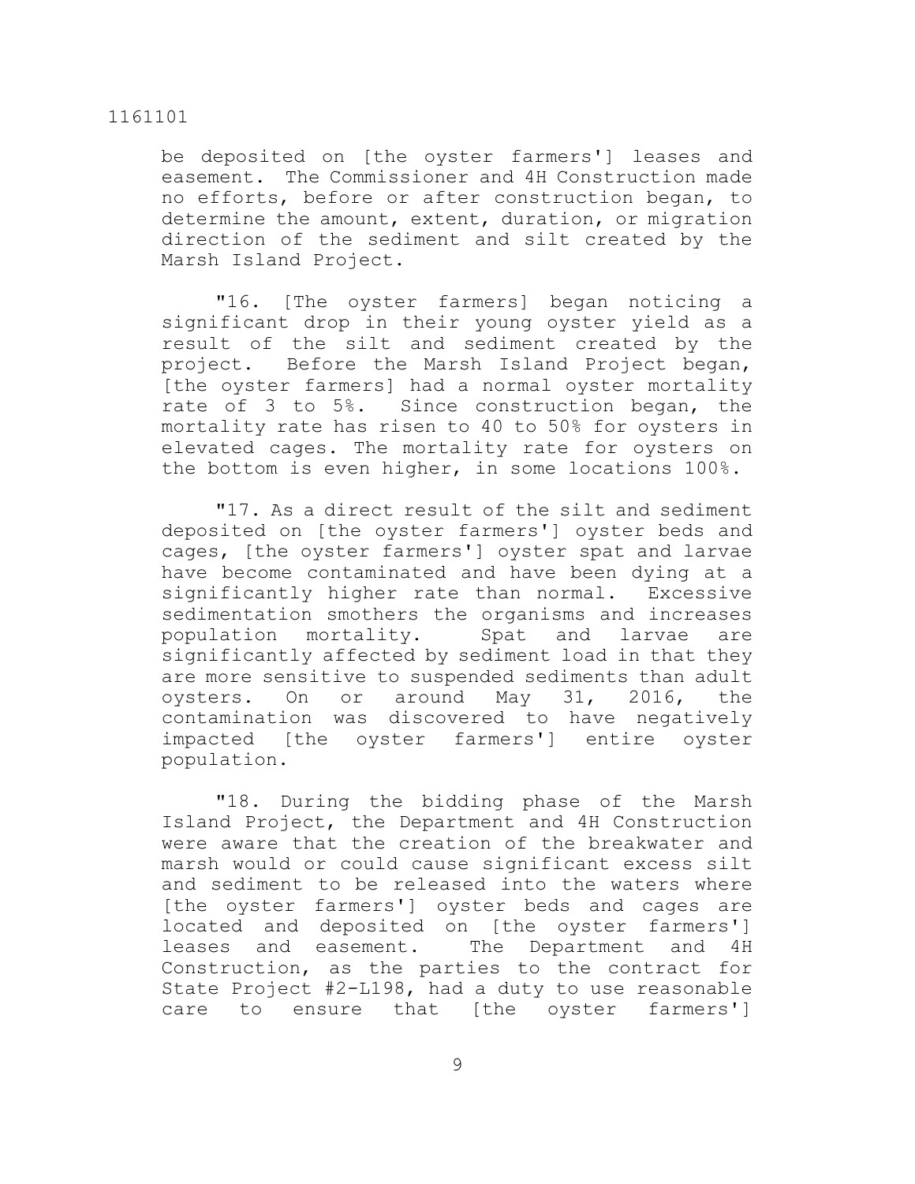be deposited on [the oyster farmers'] leases and easement. The Commissioner and 4H Construction made no efforts, before or after construction began, to determine the amount, extent, duration, or migration direction of the sediment and silt created by the Marsh Island Project.

"16. [The oyster farmers] began noticing a significant drop in their young oyster yield as a result of the silt and sediment created by the project. Before the Marsh Island Project began, [the oyster farmers] had a normal oyster mortality rate of 3 to 5%. Since construction began, the mortality rate has risen to 40 to 50% for oysters in elevated cages. The mortality rate for oysters on the bottom is even higher, in some locations 100%.

"17. As a direct result of the silt and sediment deposited on [the oyster farmers'] oyster beds and cages, [the oyster farmers'] oyster spat and larvae have become contaminated and have been dying at a significantly higher rate than normal. Excessive sedimentation smothers the organisms and increases population mortality. Spat and larvae are significantly affected by sediment load in that they are more sensitive to suspended sediments than adult oysters. On or around May 31, 2016, the contamination was discovered to have negatively impacted [the oyster farmers'] entire oyster population.

"18. During the bidding phase of the Marsh Island Project, the Department and 4H Construction were aware that the creation of the breakwater and marsh would or could cause significant excess silt and sediment to be released into the waters where [the oyster farmers'] oyster beds and cages are located and deposited on [the oyster farmers'] leases and easement. The Department and 4H Construction, as the parties to the contract for State Project #2-L198, had a duty to use reasonable care to ensure that [the oyster farmers']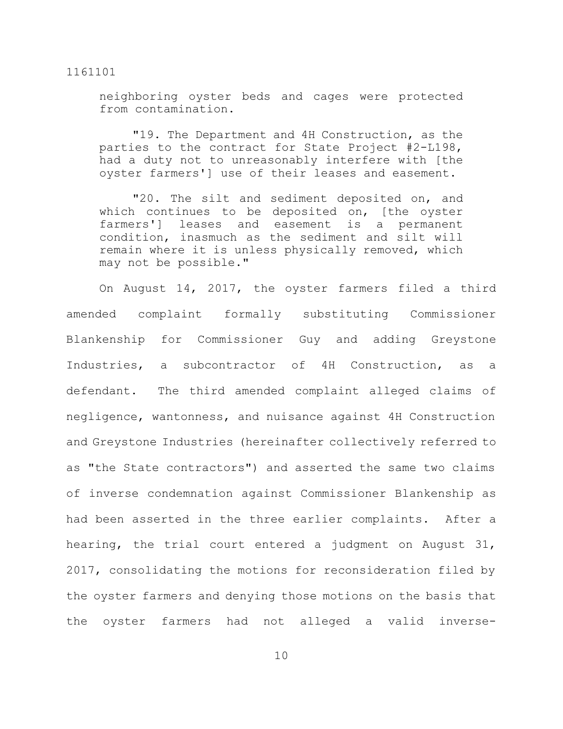neighboring oyster beds and cages were protected from contamination.

> "19. The Department and 4H Construction, as the parties to the contract for State Project #2-L198, had a duty not to unreasonably interfere with [the oyster farmers'] use of their leases and easement.
>
> "20. The silt and sediment deposited on, and which continues to be deposited on, [the oyster farmers'] leases and easement is a permanent condition, inasmuch as the sediment and silt will remain where it is unless physically removed, which may not be possible."

On August 14, 2017, the oyster farmers filed a third amended complaint formally substituting Commissioner Blankenship for Commissioner Guy and adding Greystone Industries, a subcontractor of 4H Construction, as a defendant. The third amended complaint alleged claims of negligence, wantonness, and nuisance against 4H Construction and Greystone Industries (hereinafter collectively referred to as "the State contractors") and asserted the same two claims of inverse condemnation against Commissioner Blankenship as had been asserted in the three earlier complaints. After a hearing, the trial court entered a judgment on August 31, 2017, consolidating the motions for reconsideration filed by the oyster farmers and denying those motions on the basis that the oyster farmers had not alleged a valid inverse-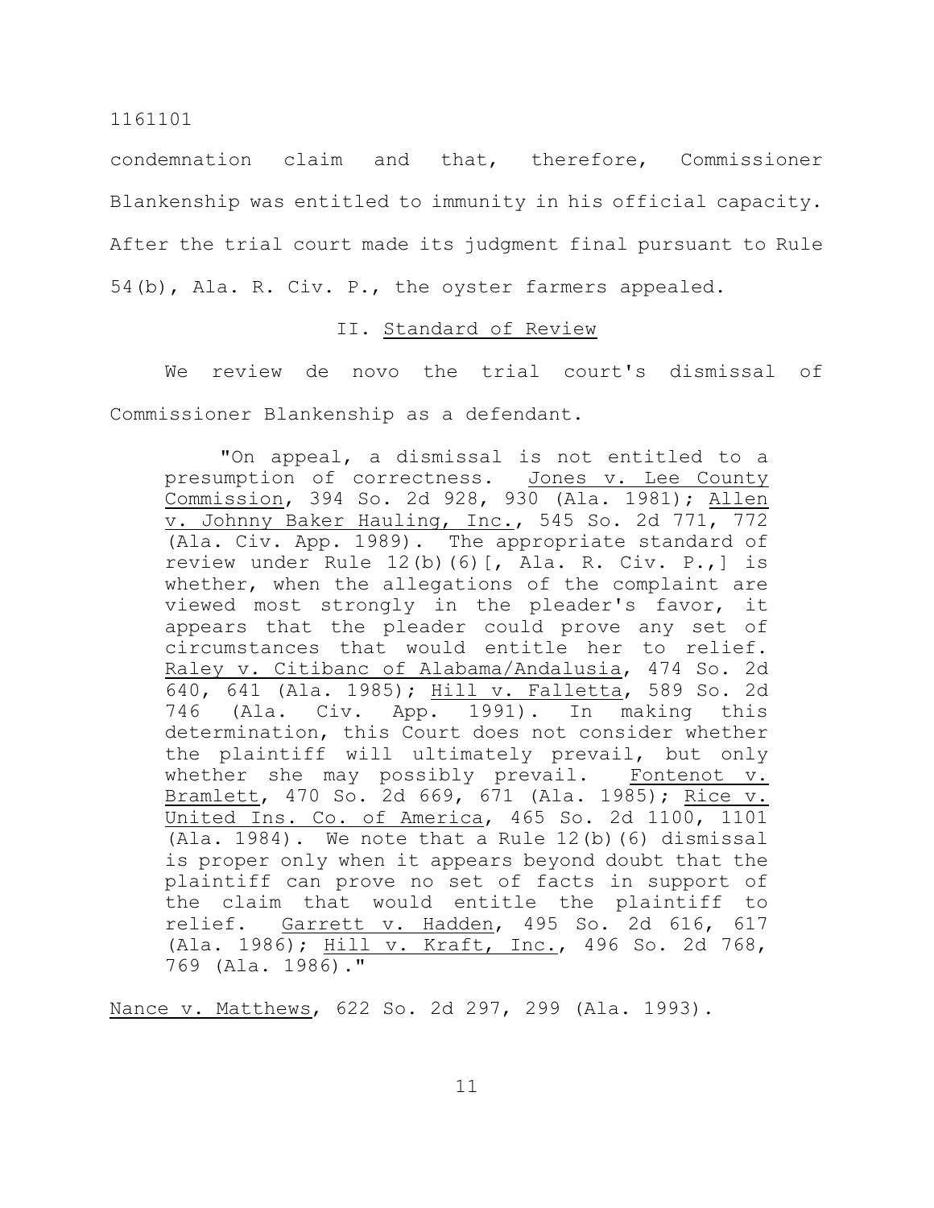condemnation claim and that, therefore, Commissioner Blankenship was entitled to immunity in his official capacity. After the trial court made its judgment final pursuant to Rule 54(b), Ala. R. Civ. P., the oyster farmers appealed.

## II. Standard of Review

We review de novo the trial court's dismissal of Commissioner Blankenship as a defendant.

> "On appeal, a dismissal is not entitled to a presumption of correctness. Jones v. Lee County Commission, 394 So. 2d 928, 930 (Ala. 1981); Allen v. Johnny Baker Hauling, Inc., 545 So. 2d 771, 772 (Ala. Civ. App. 1989). The appropriate standard of review under Rule 12(b)(6)[, Ala. R. Civ. P.,] is whether, when the allegations of the complaint are viewed most strongly in the pleader's favor, it appears that the pleader could prove any set of circumstances that would entitle her to relief. Raley v. Citibanc of Alabama/Andalusia, 474 So. 2d 640, 641 (Ala. 1985); Hill v. Falletta, 589 So. 2d 746 (Ala. Civ. App. 1991). In making this determination, this Court does not consider whether the plaintiff will ultimately prevail, but only whether she may possibly prevail. Fontenot v. Bramlett, 470 So. 2d 669, 671 (Ala. 1985); Rice v. United Ins. Co. of America, 465 So. 2d 1100, 1101 (Ala. 1984). We note that a Rule 12(b)(6) dismissal is proper only when it appears beyond doubt that the plaintiff can prove no set of facts in support of the claim that would entitle the plaintiff to relief. Garrett v. Hadden, 495 So. 2d 616, 617 (Ala. 1986); Hill v. Kraft, Inc., 496 So. 2d 768, 769 (Ala. 1986)."

Nance v. Matthews, 622 So. 2d 297, 299 (Ala. 1993).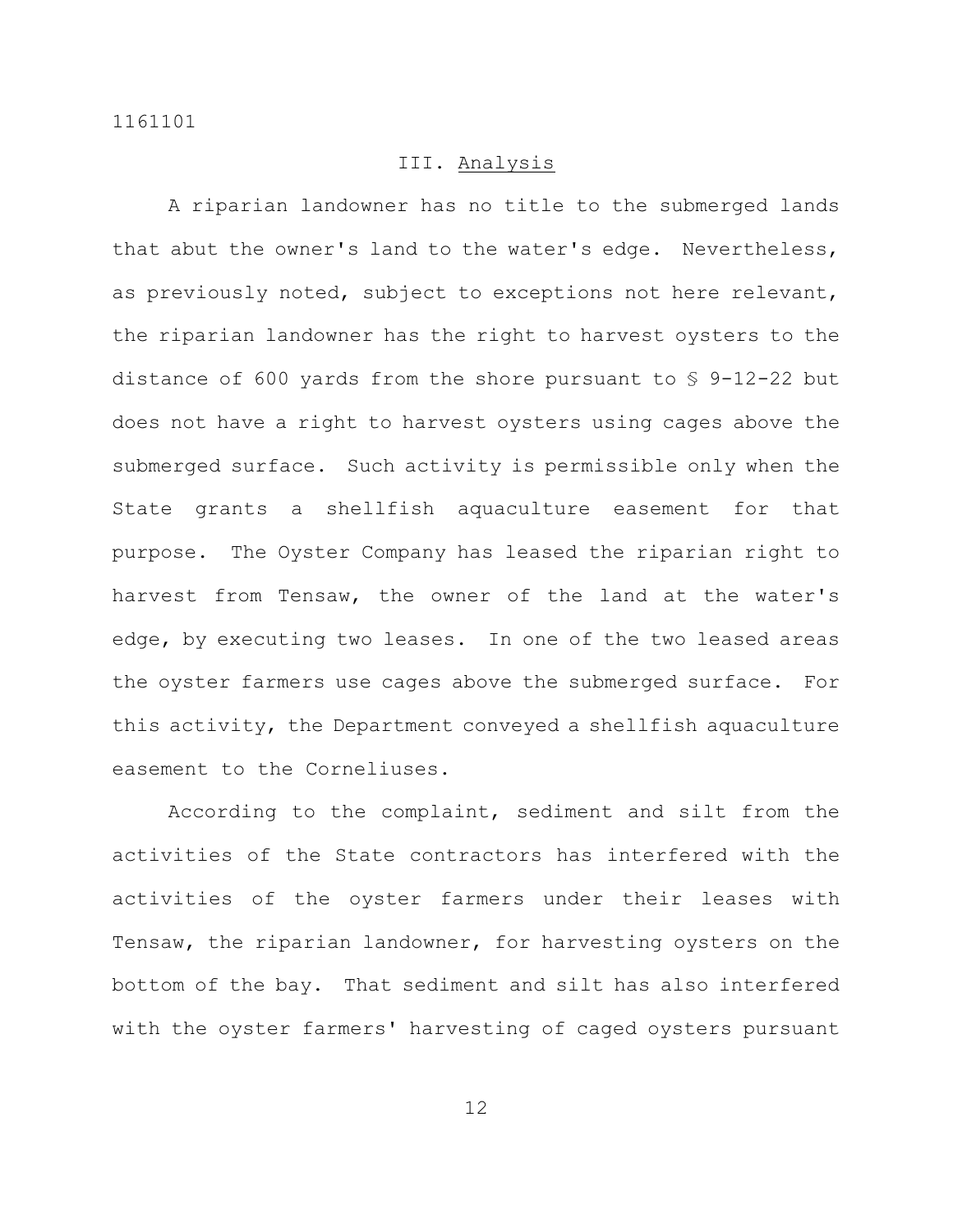## III. Analysis

A riparian landowner has no title to the submerged lands that abut the owner's land to the water's edge. Nevertheless, as previously noted, subject to exceptions not here relevant, the riparian landowner has the right to harvest oysters to the distance of 600 yards from the shore pursuant to § 9-12-22 but does not have a right to harvest oysters using cages above the submerged surface. Such activity is permissible only when the State grants a shellfish aquaculture easement for that purpose. The Oyster Company has leased the riparian right to harvest from Tensaw, the owner of the land at the water's edge, by executing two leases. In one of the two leased areas the oyster farmers use cages above the submerged surface. For this activity, the Department conveyed a shellfish aquaculture easement to the Corneliuses.

According to the complaint, sediment and silt from the activities of the State contractors has interfered with the activities of the oyster farmers under their leases with Tensaw, the riparian landowner, for harvesting oysters on the bottom of the bay. That sediment and silt has also interfered with the oyster farmers' harvesting of caged oysters pursuant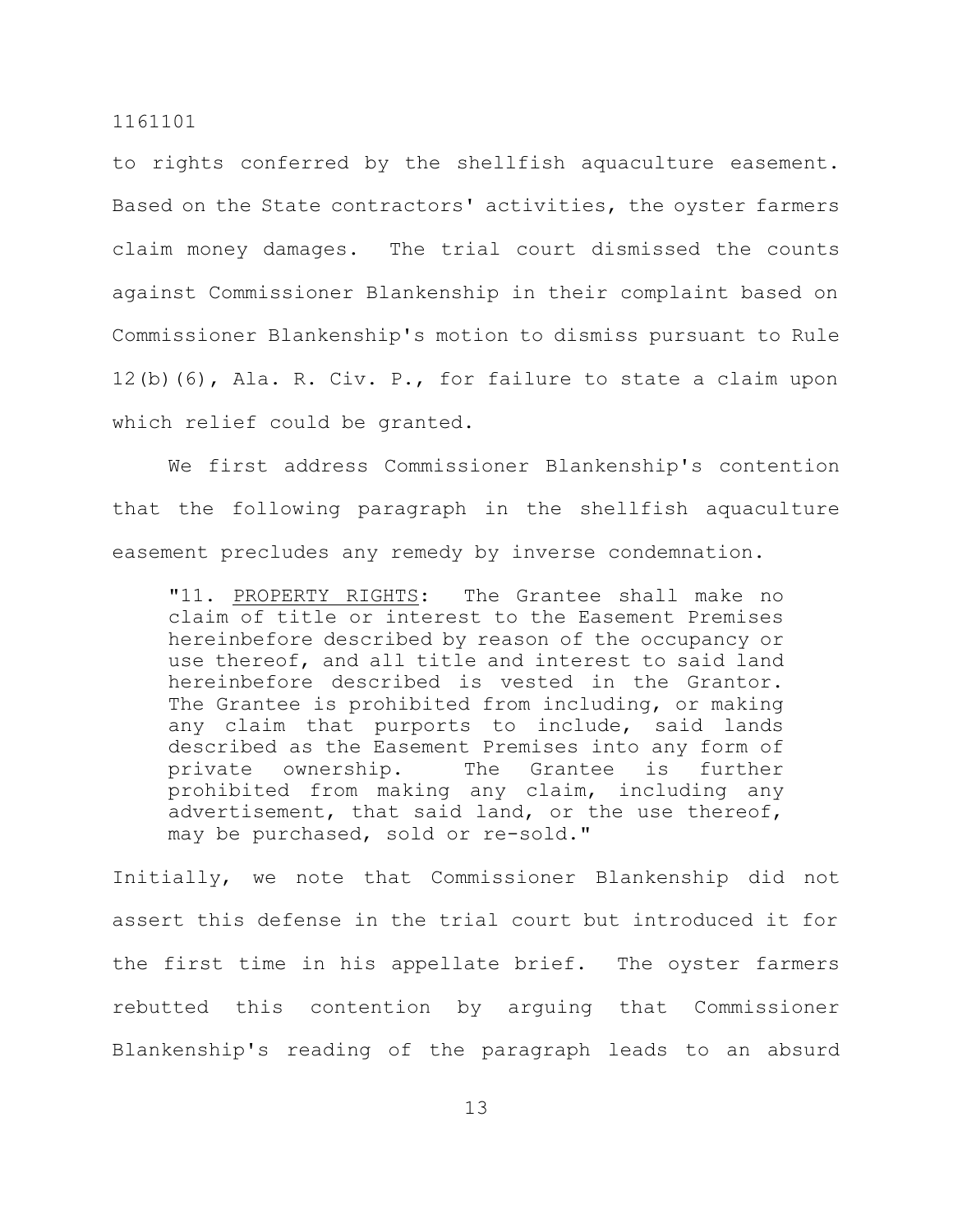to rights conferred by the shellfish aquaculture easement. Based on the State contractors' activities, the oyster farmers claim money damages. The trial court dismissed the counts against Commissioner Blankenship in their complaint based on Commissioner Blankenship's motion to dismiss pursuant to Rule 12(b)(6), Ala. R. Civ. P., for failure to state a claim upon which relief could be granted.

We first address Commissioner Blankenship's contention that the following paragraph in the shellfish aquaculture easement precludes any remedy by inverse condemnation.

> "11. <u>PROPERTY RIGHTS</u>: The Grantee shall make no claim of title or interest to the Easement Premises hereinbefore described by reason of the occupancy or use thereof, and all title and interest to said land hereinbefore described is vested in the Grantor. The Grantee is prohibited from including, or making any claim that purports to include, said lands described as the Easement Premises into any form of private ownership. The Grantee is further prohibited from making any claim, including any advertisement, that said land, or the use thereof, may be purchased, sold or re-sold."

Initially, we note that Commissioner Blankenship did not assert this defense in the trial court but introduced it for the first time in his appellate brief. The oyster farmers rebutted this contention by arguing that Commissioner Blankenship's reading of the paragraph leads to an absurd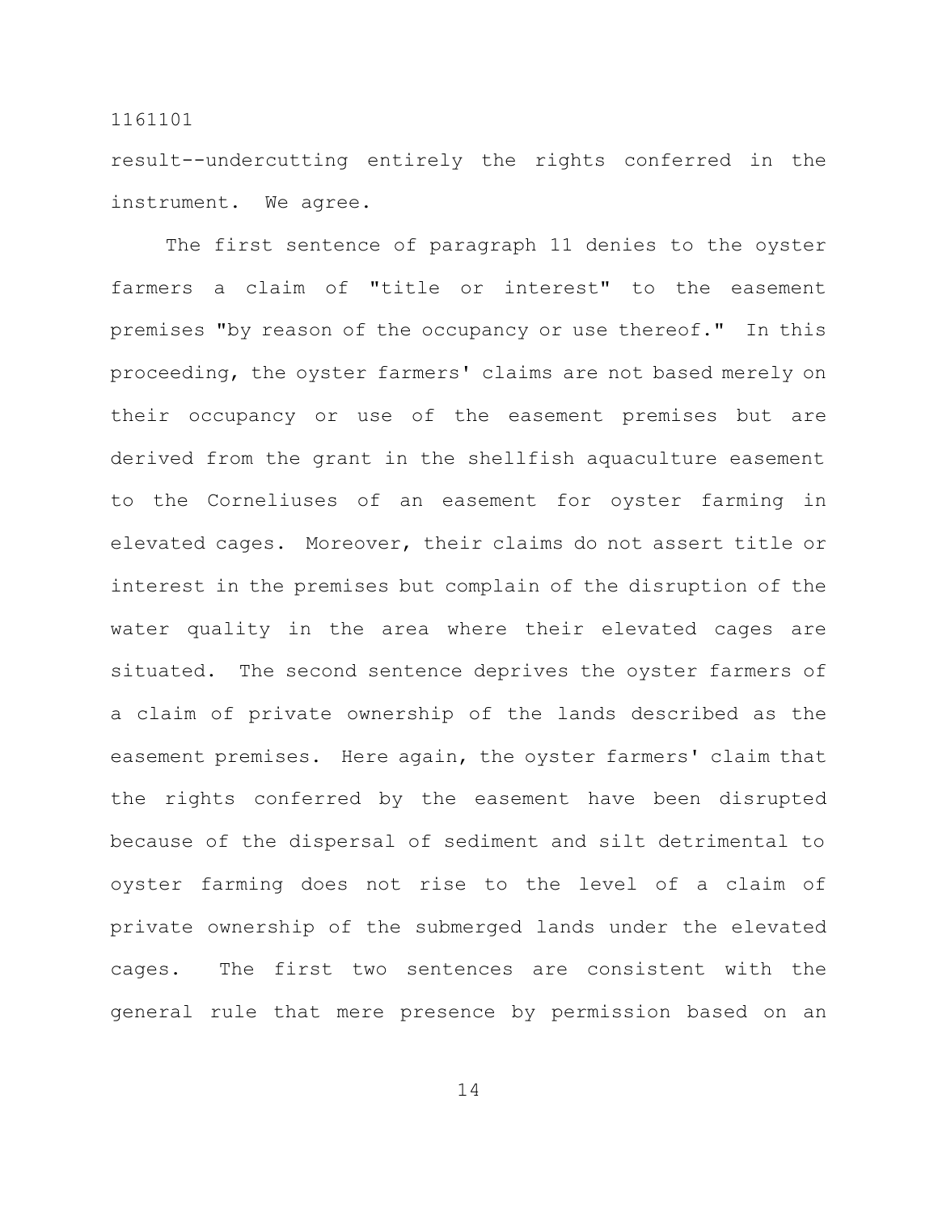result--undercutting entirely the rights conferred in the instrument. We agree.

The first sentence of paragraph 11 denies to the oyster farmers a claim of "title or interest" to the easement premises "by reason of the occupancy or use thereof." In this proceeding, the oyster farmers' claims are not based merely on their occupancy or use of the easement premises but are derived from the grant in the shellfish aquaculture easement to the Corneliuses of an easement for oyster farming in elevated cages. Moreover, their claims do not assert title or interest in the premises but complain of the disruption of the water quality in the area where their elevated cages are situated. The second sentence deprives the oyster farmers of a claim of private ownership of the lands described as the easement premises. Here again, the oyster farmers' claim that the rights conferred by the easement have been disrupted because of the dispersal of sediment and silt detrimental to oyster farming does not rise to the level of a claim of private ownership of the submerged lands under the elevated cages. The first two sentences are consistent with the general rule that mere presence by permission based on an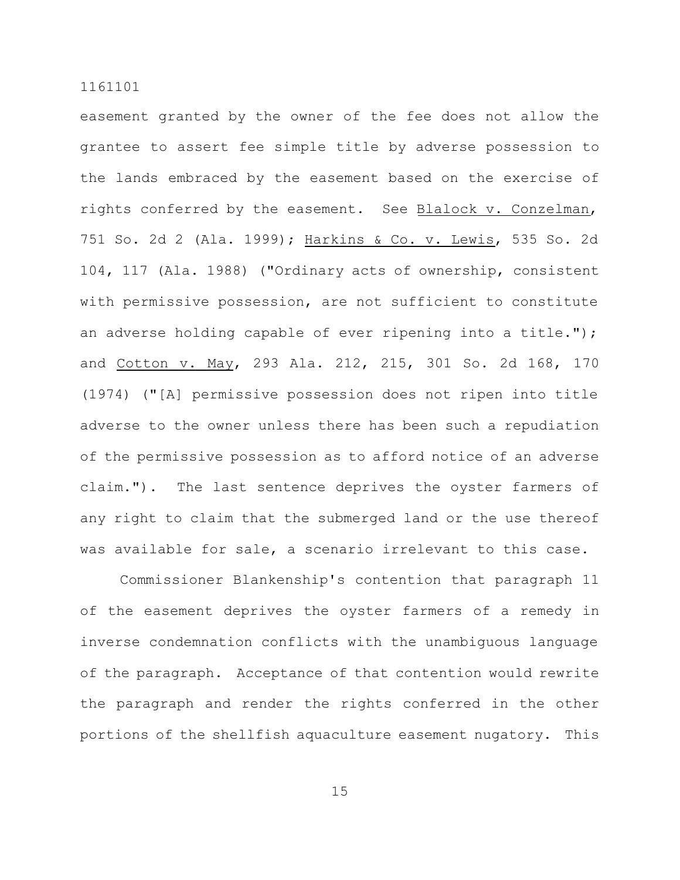easement granted by the owner of the fee does not allow the grantee to assert fee simple title by adverse possession to the lands embraced by the easement based on the exercise of rights conferred by the easement. See Blalock v. Conzelman, 751 So. 2d 2 (Ala. 1999); Harkins & Co. v. Lewis, 535 So. 2d 104, 117 (Ala. 1988) ("Ordinary acts of ownership, consistent with permissive possession, are not sufficient to constitute an adverse holding capable of ever ripening into a title."); and Cotton v. May, 293 Ala. 212, 215, 301 So. 2d 168, 170 (1974) ("[A] permissive possession does not ripen into title adverse to the owner unless there has been such a repudiation of the permissive possession as to afford notice of an adverse claim."). The last sentence deprives the oyster farmers of any right to claim that the submerged land or the use thereof was available for sale, a scenario irrelevant to this case.

Commissioner Blankenship's contention that paragraph 11 of the easement deprives the oyster farmers of a remedy in inverse condemnation conflicts with the unambiguous language of the paragraph. Acceptance of that contention would rewrite the paragraph and render the rights conferred in the other portions of the shellfish aquaculture easement nugatory. This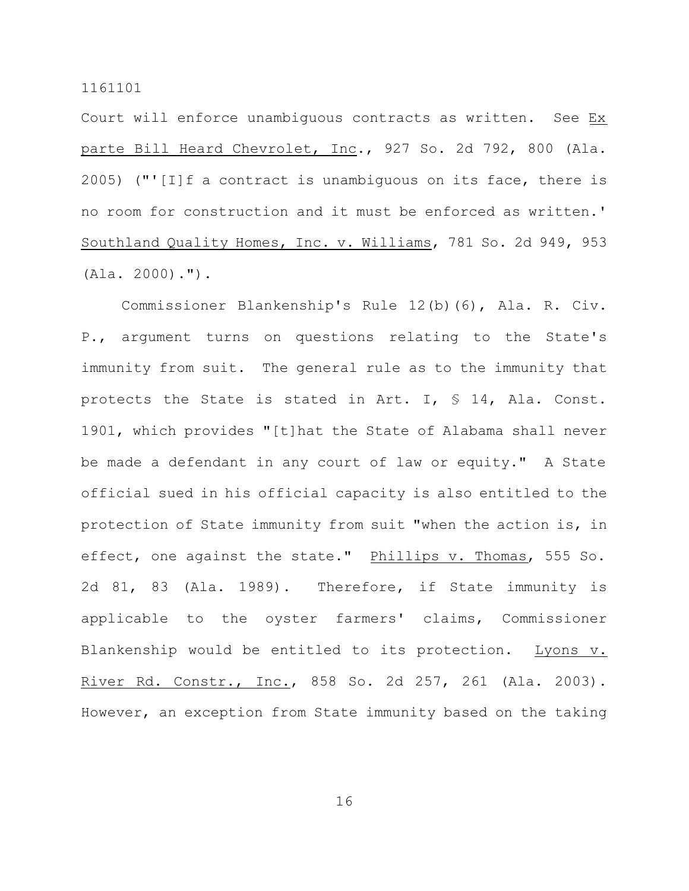Court will enforce unambiguous contracts as written. See Ex parte Bill Heard Chevrolet, Inc., 927 So. 2d 792, 800 (Ala. 2005) ("'[I]f a contract is unambiguous on its face, there is no room for construction and it must be enforced as written.' Southland Quality Homes, Inc. v. Williams, 781 So. 2d 949, 953 (Ala. 2000).").

Commissioner Blankenship's Rule 12(b)(6), Ala. R. Civ. P., argument turns on questions relating to the State's immunity from suit. The general rule as to the immunity that protects the State is stated in Art. I, § 14, Ala. Const. 1901, which provides "[t]hat the State of Alabama shall never be made a defendant in any court of law or equity." A State official sued in his official capacity is also entitled to the protection of State immunity from suit "when the action is, in effect, one against the state." Phillips v. Thomas, 555 So. 2d 81, 83 (Ala. 1989). Therefore, if State immunity is applicable to the oyster farmers' claims, Commissioner Blankenship would be entitled to its protection. Lyons v. River Rd. Constr., Inc., 858 So. 2d 257, 261 (Ala. 2003). However, an exception from State immunity based on the taking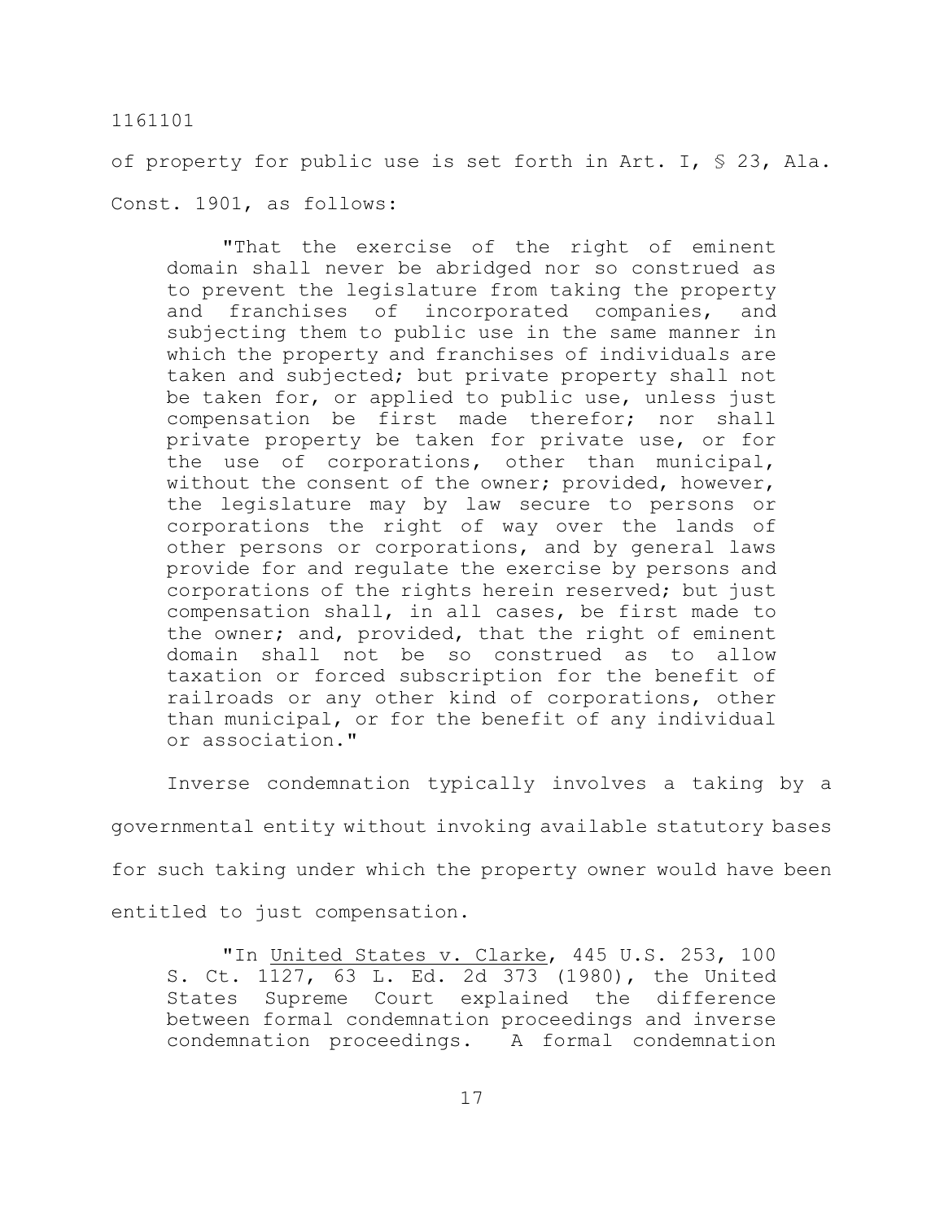of property for public use is set forth in Art. I, § 23, Ala. Const. 1901, as follows:

> "That the exercise of the right of eminent domain shall never be abridged nor so construed as to prevent the legislature from taking the property and franchises of incorporated companies, and subjecting them to public use in the same manner in which the property and franchises of individuals are taken and subjected; but private property shall not be taken for, or applied to public use, unless just compensation be first made therefor; nor shall private property be taken for private use, or for the use of corporations, other than municipal, without the consent of the owner; provided, however, the legislature may by law secure to persons or corporations the right of way over the lands of other persons or corporations, and by general laws provide for and regulate the exercise by persons and corporations of the rights herein reserved; but just compensation shall, in all cases, be first made to the owner; and, provided, that the right of eminent domain shall not be so construed as to allow taxation or forced subscription for the benefit of railroads or any other kind of corporations, other than municipal, or for the benefit of any individual or association."

Inverse condemnation typically involves a taking by a governmental entity without invoking available statutory bases for such taking under which the property owner would have been entitled to just compensation.

> "In United States v. Clarke, 445 U.S. 253, 100 S. Ct. 1127, 63 L. Ed. 2d 373 (1980), the United States Supreme Court explained the difference between formal condemnation proceedings and inverse condemnation proceedings. A formal condemnation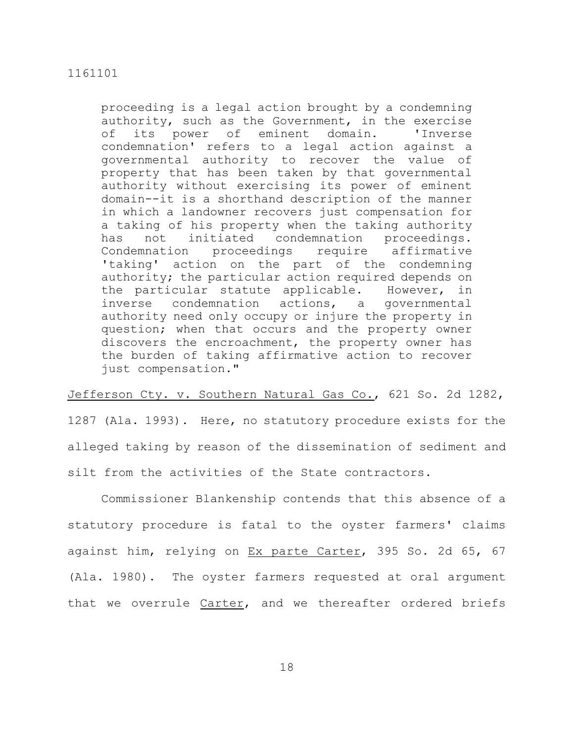> proceeding is a legal action brought by a condemning authority, such as the Government, in the exercise of its power of eminent domain. 'Inverse condemnation' refers to a legal action against a governmental authority to recover the value of property that has been taken by that governmental authority without exercising its power of eminent domain--it is a shorthand description of the manner in which a landowner recovers just compensation for a taking of his property when the taking authority has not initiated condemnation proceedings. Condemnation proceedings require affirmative 'taking' action on the part of the condemning authority; the particular action required depends on the particular statute applicable. However, in inverse condemnation actions, a governmental authority need only occupy or injure the property in question; when that occurs and the property owner discovers the encroachment, the property owner has the burden of taking affirmative action to recover just compensation."

_Jefferson Cty. v. Southern Natural Gas Co._, 621 So. 2d 1282, 1287 (Ala. 1993). Here, no statutory procedure exists for the alleged taking by reason of the dissemination of sediment and silt from the activities of the State contractors.

Commissioner Blankenship contends that this absence of a statutory procedure is fatal to the oyster farmers' claims against him, relying on _Ex parte Carter_, 395 So. 2d 65, 67 (Ala. 1980). The oyster farmers requested at oral argument that we overrule _Carter_, and we thereafter ordered briefs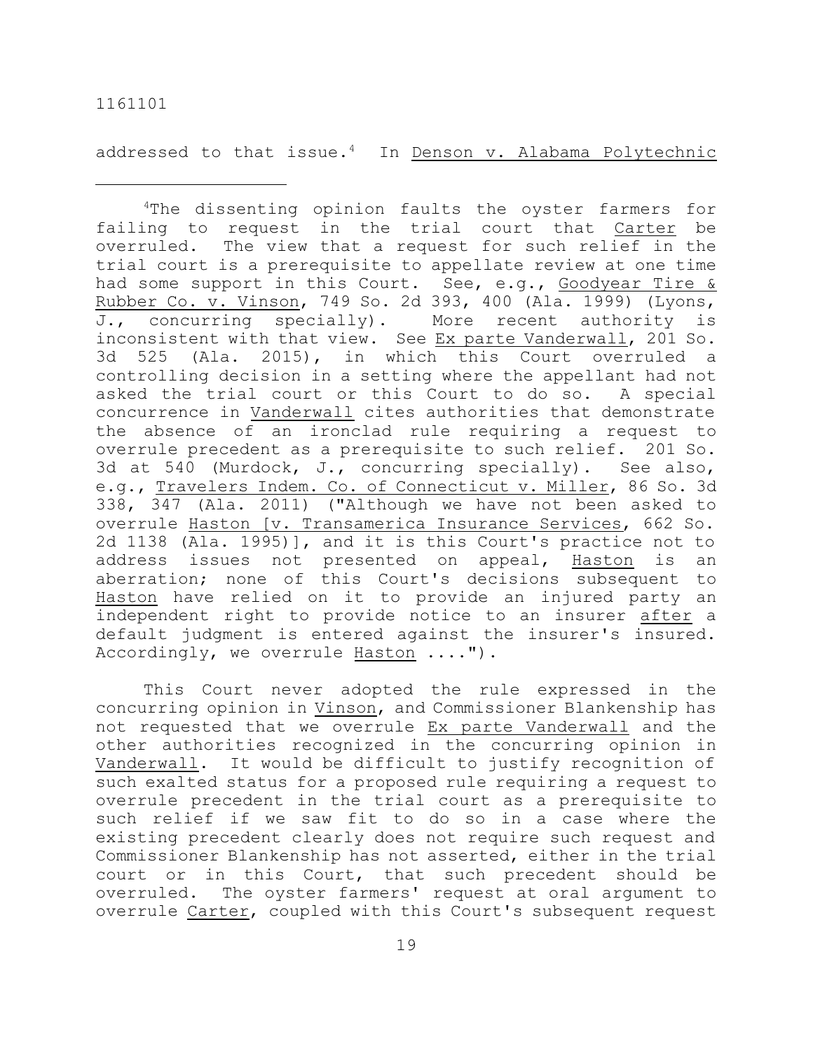addressed to that issue.[4] In Denson v. Alabama Polytechnic

[4]The dissenting opinion faults the oyster farmers for failing to request in the trial court that Carter be overruled. The view that a request for such relief in the trial court is a prerequisite to appellate review at one time had some support in this Court. See, e.g., Goodyear Tire & Rubber Co. v. Vinson, 749 So. 2d 393, 400 (Ala. 1999) (Lyons, J., concurring specially). More recent authority is inconsistent with that view. See Ex parte Vanderwall, 201 So. 3d 525 (Ala. 2015), in which this Court overruled a controlling decision in a setting where the appellant had not asked the trial court or this Court to do so. A special concurrence in Vanderwall cites authorities that demonstrate the absence of an ironclad rule requiring a request to overrule precedent as a prerequisite to such relief. 201 So. 3d at 540 (Murdock, J., concurring specially). See also, e.g., Travelers Indem. Co. of Connecticut v. Miller, 86 So. 3d 338, 347 (Ala. 2011) ("Although we have not been asked to overrule Haston [v. Transamerica Insurance Services, 662 So. 2d 1138 (Ala. 1995)], and it is this Court's practice not to address issues not presented on appeal, Haston is an aberration; none of this Court's decisions subsequent to Haston have relied on it to provide an injured party an independent right to provide notice to an insurer after a default judgment is entered against the insurer's insured. Accordingly, we overrule Haston ....").

This Court never adopted the rule expressed in the concurring opinion in Vinson, and Commissioner Blankenship has not requested that we overrule Ex parte Vanderwall and the other authorities recognized in the concurring opinion in Vanderwall. It would be difficult to justify recognition of such exalted status for a proposed rule requiring a request to overrule precedent in the trial court as a prerequisite to such relief if we saw fit to do so in a case where the existing precedent clearly does not require such request and Commissioner Blankenship has not asserted, either in the trial court or in this Court, that such precedent should be overruled. The oyster farmers' request at oral argument to overrule Carter, coupled with this Court's subsequent request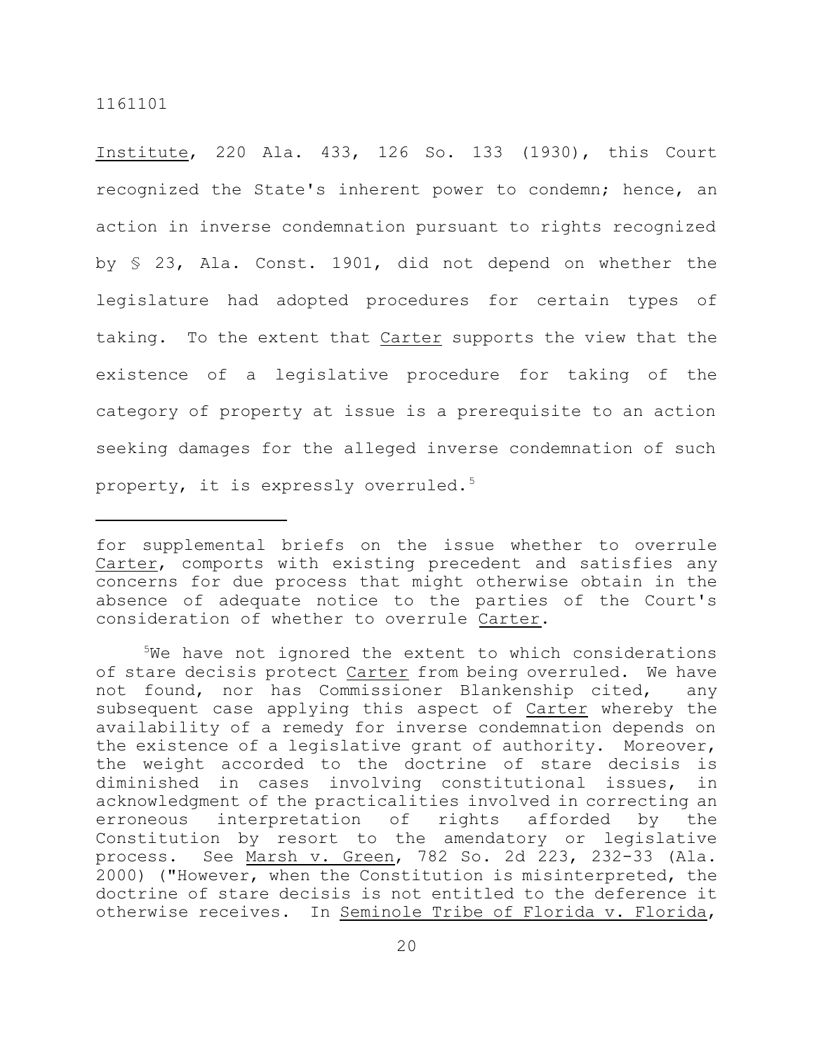Institute, 220 Ala. 433, 126 So. 133 (1930), this Court recognized the State's inherent power to condemn; hence, an action in inverse condemnation pursuant to rights recognized by § 23, Ala. Const. 1901, did not depend on whether the legislature had adopted procedures for certain types of taking. To the extent that Carter supports the view that the existence of a legislative procedure for taking of the category of property at issue is a prerequisite to an action seeking damages for the alleged inverse condemnation of such property, it is expressly overruled.[5]

---

for supplemental briefs on the issue whether to overrule Carter, comports with existing precedent and satisfies any concerns for due process that might otherwise obtain in the absence of adequate notice to the parties of the Court's consideration of whether to overrule Carter.

[5]We have not ignored the extent to which considerations of stare decisis protect Carter from being overruled. We have not found, nor has Commissioner Blankenship cited, any subsequent case applying this aspect of Carter whereby the availability of a remedy for inverse condemnation depends on the existence of a legislative grant of authority. Moreover, the weight accorded to the doctrine of stare decisis is diminished in cases involving constitutional issues, in acknowledgment of the practicalities involved in correcting an erroneous interpretation of rights afforded by the Constitution by resort to the amendatory or legislative process. See Marsh v. Green, 782 So. 2d 223, 232-33 (Ala. 2000) ("However, when the Constitution is misinterpreted, the doctrine of stare decisis is not entitled to the deference it otherwise receives. In Seminole Tribe of Florida v. Florida,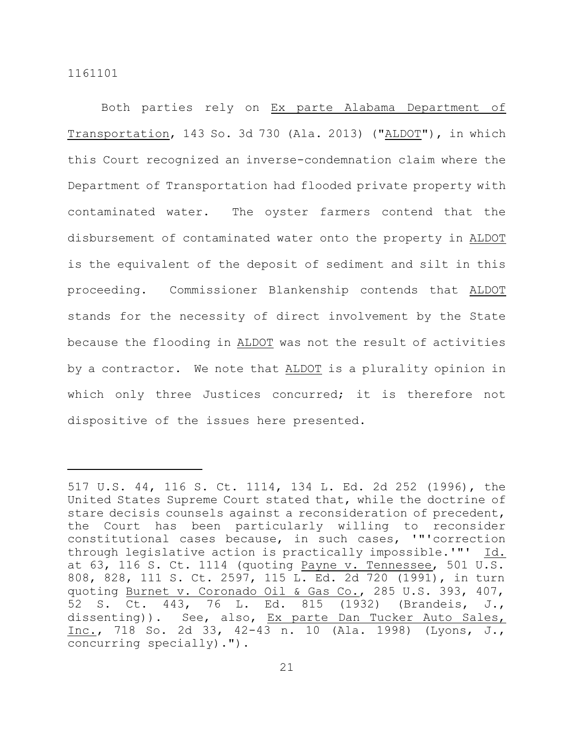Both parties rely on Ex parte Alabama Department of Transportation, 143 So. 3d 730 (Ala. 2013) ("ALDOT"), in which this Court recognized an inverse-condemnation claim where the Department of Transportation had flooded private property with contaminated water. The oyster farmers contend that the disbursement of contaminated water onto the property in ALDOT is the equivalent of the deposit of sediment and silt in this proceeding. Commissioner Blankenship contends that ALDOT stands for the necessity of direct involvement by the State because the flooding in ALDOT was not the result of activities by a contractor. We note that ALDOT is a plurality opinion in which only three Justices concurred; it is therefore not dispositive of the issues here presented.

---

517 U.S. 44, 116 S. Ct. 1114, 134 L. Ed. 2d 252 (1996), the United States Supreme Court stated that, while the doctrine of stare decisis counsels against a reconsideration of precedent, the Court has been particularly willing to reconsider constitutional cases because, in such cases, '"'correction through legislative action is practically impossible.'"' Id. at 63, 116 S. Ct. 1114 (quoting Payne v. Tennessee, 501 U.S. 808, 828, 111 S. Ct. 2597, 115 L. Ed. 2d 720 (1991), in turn quoting Burnet v. Coronado Oil & Gas Co., 285 U.S. 393, 407, 52 S. Ct. 443, 76 L. Ed. 815 (1932) (Brandeis, J., dissenting)). See, also, Ex parte Dan Tucker Auto Sales, Inc., 718 So. 2d 33, 42-43 n. 10 (Ala. 1998) (Lyons, J., concurring specially).").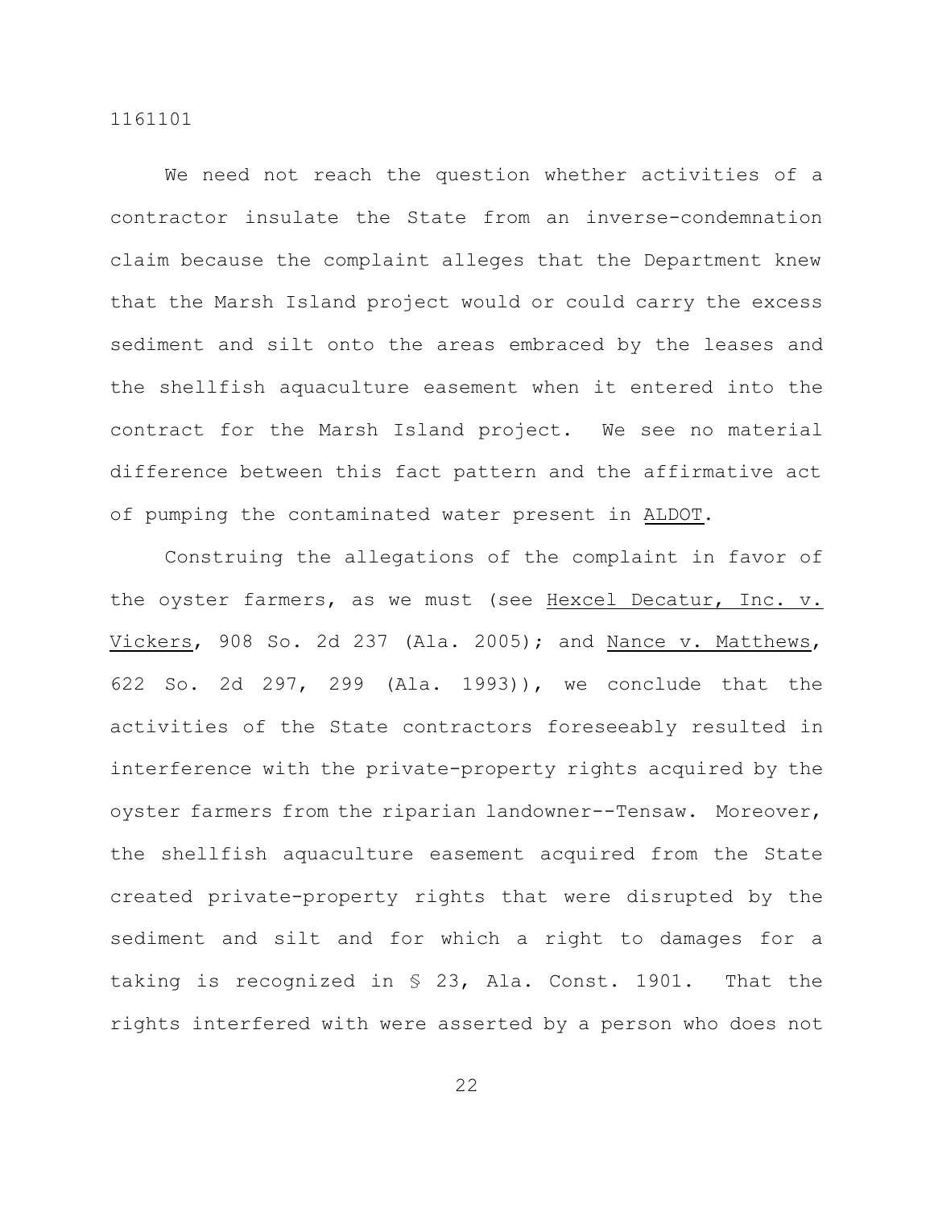We need not reach the question whether activities of a contractor insulate the State from an inverse-condemnation claim because the complaint alleges that the Department knew that the Marsh Island project would or could carry the excess sediment and silt onto the areas embraced by the leases and the shellfish aquaculture easement when it entered into the contract for the Marsh Island project. We see no material difference between this fact pattern and the affirmative act of pumping the contaminated water present in _ALDOT_.

Construing the allegations of the complaint in favor of the oyster farmers, as we must (see _Hexcel Decatur, Inc. v. Vickers_, 908 So. 2d 237 (Ala. 2005); and _Nance v. Matthews_, 622 So. 2d 297, 299 (Ala. 1993)), we conclude that the activities of the State contractors foreseeably resulted in interference with the private-property rights acquired by the oyster farmers from the riparian landowner--Tensaw. Moreover, the shellfish aquaculture easement acquired from the State created private-property rights that were disrupted by the sediment and silt and for which a right to damages for a taking is recognized in § 23, Ala. Const. 1901. That the rights interfered with were asserted by a person who does not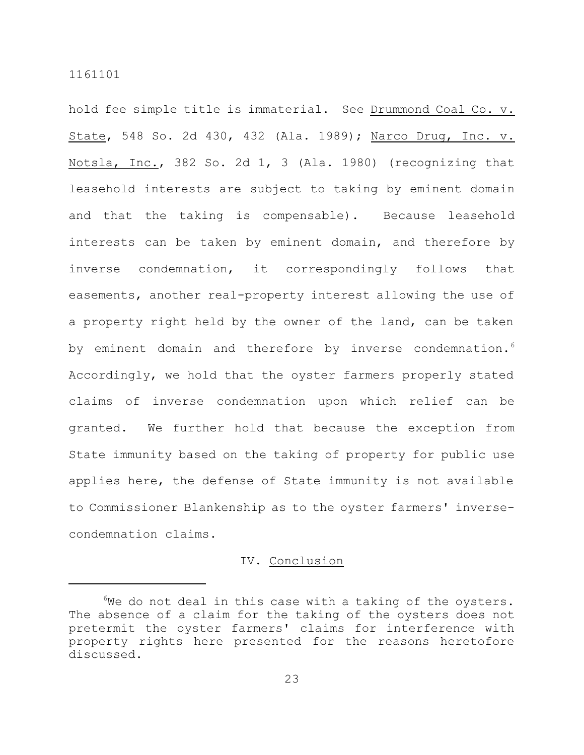hold fee simple title is immaterial. See Drummond Coal Co. v. State, 548 So. 2d 430, 432 (Ala. 1989); Narco Drug, Inc. v. Notsla, Inc., 382 So. 2d 1, 3 (Ala. 1980) (recognizing that leasehold interests are subject to taking by eminent domain and that the taking is compensable). Because leasehold interests can be taken by eminent domain, and therefore by inverse condemnation, it correspondingly follows that easements, another real-property interest allowing the use of a property right held by the owner of the land, can be taken by eminent domain and therefore by inverse condemnation.[6] Accordingly, we hold that the oyster farmers properly stated claims of inverse condemnation upon which relief can be granted. We further hold that because the exception from State immunity based on the taking of property for public use applies here, the defense of State immunity is not available to Commissioner Blankenship as to the oyster farmers' inverse-condemnation claims.

## IV. Conclusion

[6]We do not deal in this case with a taking of the oysters. The absence of a claim for the taking of the oysters does not pretermit the oyster farmers' claims for interference with property rights here presented for the reasons heretofore discussed.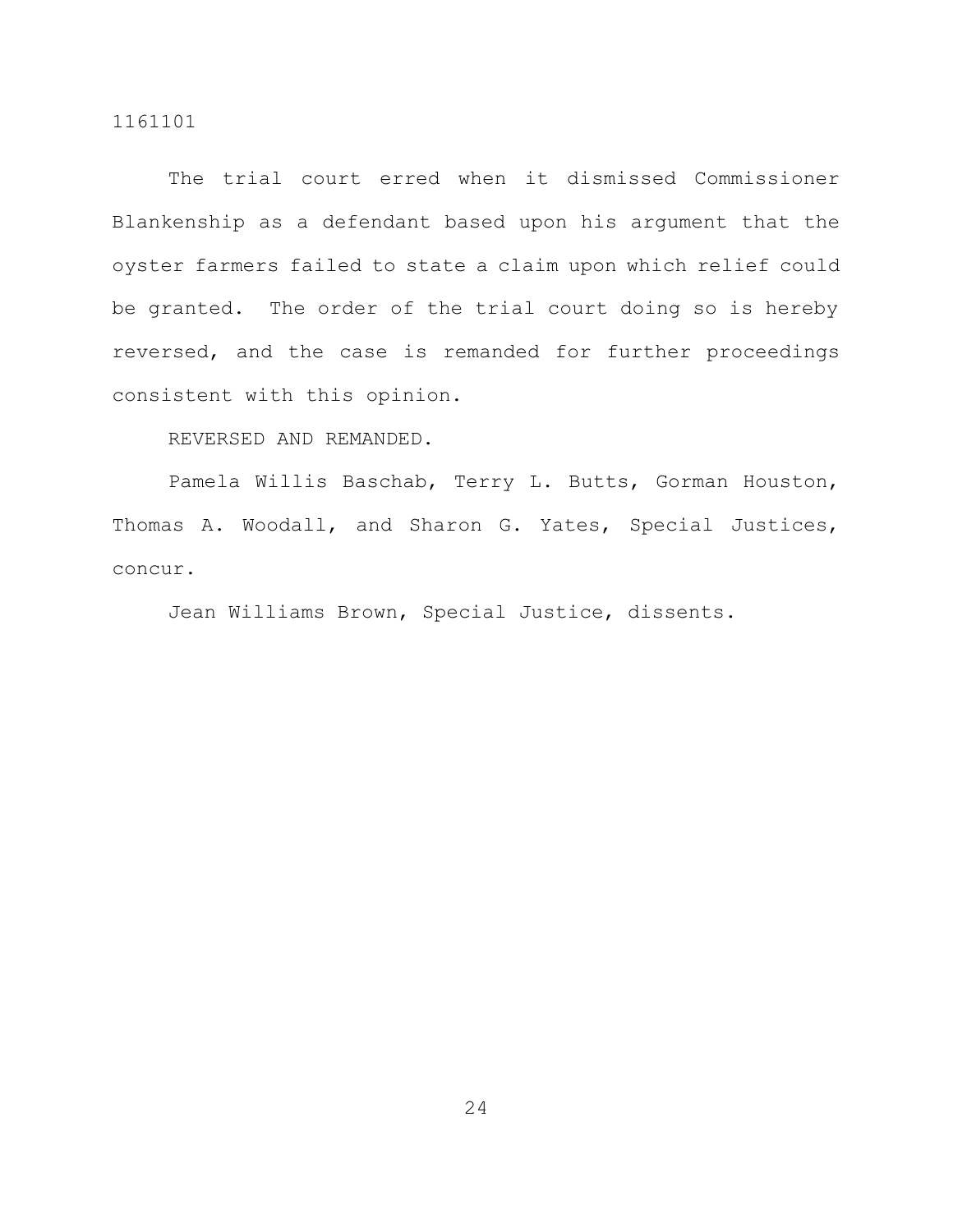The trial court erred when it dismissed Commissioner Blankenship as a defendant based upon his argument that the oyster farmers failed to state a claim upon which relief could be granted. The order of the trial court doing so is hereby reversed, and the case is remanded for further proceedings consistent with this opinion.

REVERSED AND REMANDED.

Pamela Willis Baschab, Terry L. Butts, Gorman Houston, Thomas A. Woodall, and Sharon G. Yates, Special Justices, concur.

Jean Williams Brown, Special Justice, dissents.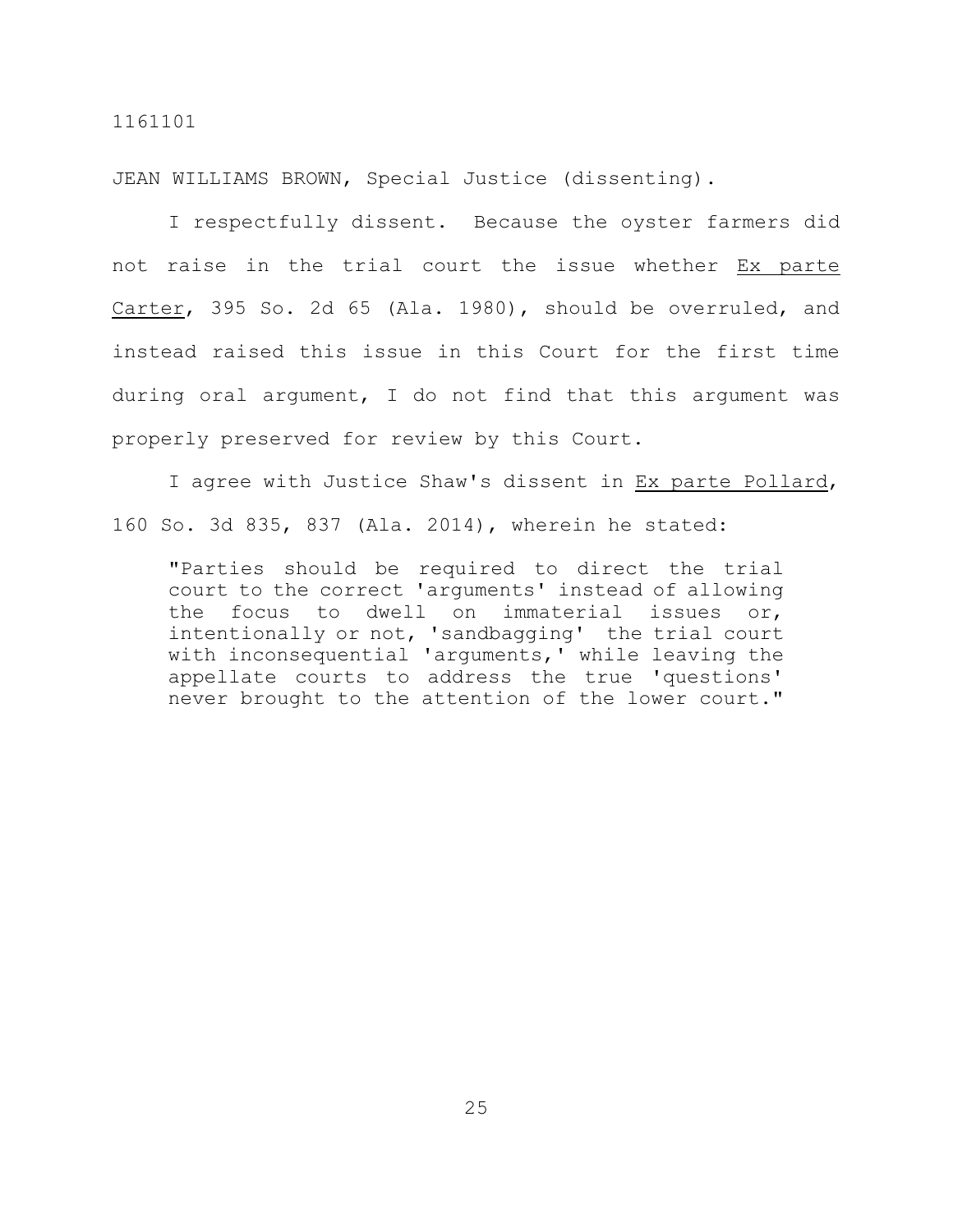1161101

JEAN WILLIAMS BROWN, Special Justice (dissenting).

I respectfully dissent. Because the oyster farmers did not raise in the trial court the issue whether Ex parte Carter, 395 So. 2d 65 (Ala. 1980), should be overruled, and instead raised this issue in this Court for the first time during oral argument, I do not find that this argument was properly preserved for review by this Court.

I agree with Justice Shaw's dissent in Ex parte Pollard, 160 So. 3d 835, 837 (Ala. 2014), wherein he stated:

> "Parties should be required to direct the trial court to the correct 'arguments' instead of allowing the focus to dwell on immaterial issues or, intentionally or not, 'sandbagging' the trial court with inconsequential 'arguments,' while leaving the appellate courts to address the true 'questions' never brought to the attention of the lower court."